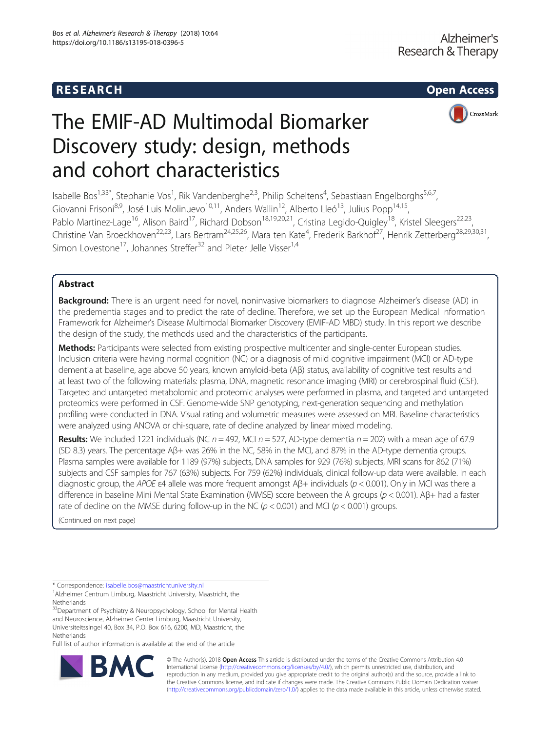RESEARCH

Open Access

# The EMIF-AD Multimodal Biomarker Discovery study: design, methods and cohort characteristics

Isabelle Bos[1,33*], Stephanie Vos[1], Rik Vandenberghe[2,3], Philip Scheltens[4], Sebastiaan Engelborghs[5,6,7], Giovanni Frisoni[8,9], José Luis Molinuevo[10,11], Anders Wallin[12], Alberto Lleó[13], Julius Popp[14,15], Pablo Martinez-Lage[16], Alison Baird[17], Richard Dobson[18,19,20,21], Cristina Legido-Quigley[18], Kristel Sleegers[22,23], Christine Van Broeckhoven[22,23], Lars Bertram[24,25,26], Mara ten Kate[4], Frederik Barkhof[27], Henrik Zetterberg[28,29,30,31], Simon Lovestone[17], Johannes Streffer[32] and Pieter Jelle Visser[1,4]

## Abstract

**Background:** There is an urgent need for novel, noninvasive biomarkers to diagnose Alzheimer's disease (AD) in the predementia stages and to predict the rate of decline. Therefore, we set up the European Medical Information Framework for Alzheimer's Disease Multimodal Biomarker Discovery (EMIF-AD MBD) study. In this report we describe the design of the study, the methods used and the characteristics of the participants.

**Methods:** Participants were selected from existing prospective multicenter and single-center European studies. Inclusion criteria were having normal cognition (NC) or a diagnosis of mild cognitive impairment (MCI) or AD-type dementia at baseline, age above 50 years, known amyloid-beta (Aβ) status, availability of cognitive test results and at least two of the following materials: plasma, DNA, magnetic resonance imaging (MRI) or cerebrospinal fluid (CSF). Targeted and untargeted metabolomic and proteomic analyses were performed in plasma, and targeted and untargeted proteomics were performed in CSF. Genome-wide SNP genotyping, next-generation sequencing and methylation profiling were conducted in DNA. Visual rating and volumetric measures were assessed on MRI. Baseline characteristics were analyzed using ANOVA or chi-square, rate of decline analyzed by linear mixed modeling.

**Results:** We included 1221 individuals (NC $n = 492$, MCI $n = 527$, AD-type dementia $n = 202$) with a mean age of 67.9 (SD 8.3) years. The percentage Aβ+ was 26% in the NC, 58% in the MCI, and 87% in the AD-type dementia groups. Plasma samples were available for 1189 (97%) subjects, DNA samples for 929 (76%) subjects, MRI scans for 862 (71%) subjects and CSF samples for 767 (63%) subjects. For 759 (62%) individuals, clinical follow-up data were available. In each diagnostic group, the *APOE* ε4 allele was more frequent amongst Aβ+ individuals ($p < 0.001$). Only in MCI was there a difference in baseline Mini Mental State Examination (MMSE) score between the A groups ($p < 0.001$). Aβ+ had a faster rate of decline on the MMSE during follow-up in the NC ($p < 0.001$) and MCI ($p < 0.001$) groups.

(Continued on next page)

* Correspondence: isabelle.bos@maastrichtuniversity.nl

[1]Alzheimer Centrum Limburg, Maastricht University, Maastricht, the Netherlands

[33]Department of Psychiatry & Neuropsychology, School for Mental Health and Neuroscience, Alzheimer Center Limburg, Maastricht University, Universiteitssingel 40, Box 34, P.O. Box 616, 6200, MD, Maastricht, the Netherlands

Full list of author information is available at the end of the article

© The Author(s). 2018 **Open Access** This article is distributed under the terms of the Creative Commons Attribution 4.0 International License (http://creativecommons.org/licenses/by/4.0/), which permits unrestricted use, distribution, and reproduction in any medium, provided you give appropriate credit to the original author(s) and the source, provide a link to the Creative Commons license, and indicate if changes were made. The Creative Commons Public Domain Dedication waiver (http://creativecommons.org/publicdomain/zero/1.0/) applies to the data made available in this article, unless otherwise stated.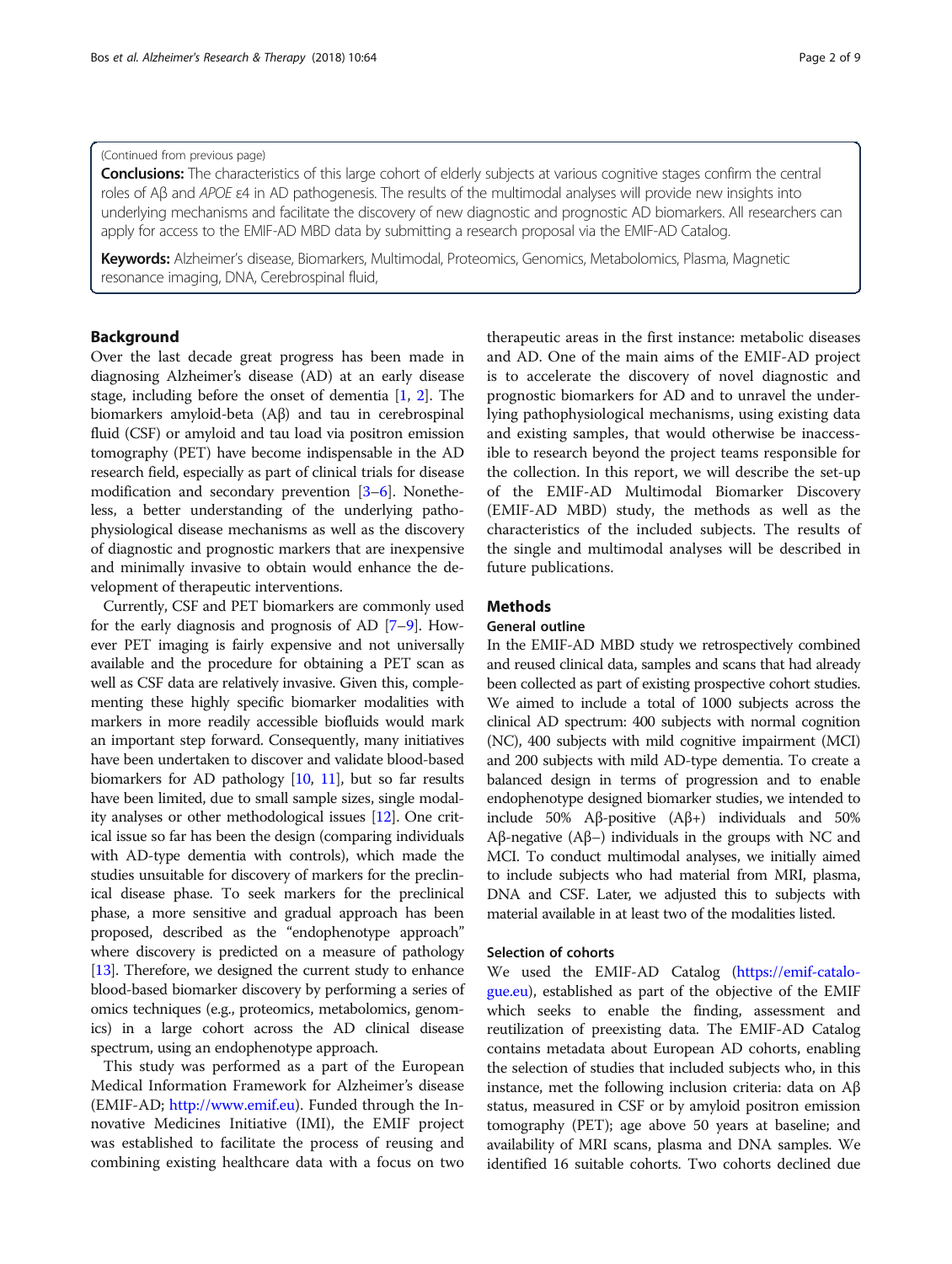(Continued from previous page)

**Conclusions:** The characteristics of this large cohort of elderly subjects at various cognitive stages confirm the central roles of Aβ and *APOE* ε4 in AD pathogenesis. The results of the multimodal analyses will provide new insights into underlying mechanisms and facilitate the discovery of new diagnostic and prognostic AD biomarkers. All researchers can apply for access to the EMIF-AD MBD data by submitting a research proposal via the EMIF-AD Catalog.

**Keywords:** Alzheimer's disease, Biomarkers, Multimodal, Proteomics, Genomics, Metabolomics, Plasma, Magnetic resonance imaging, DNA, Cerebrospinal fluid,

## Background

Over the last decade great progress has been made in diagnosing Alzheimer's disease (AD) at an early disease stage, including before the onset of dementia [1, 2]. The biomarkers amyloid-beta (Aβ) and tau in cerebrospinal fluid (CSF) or amyloid and tau load via positron emission tomography (PET) have become indispensable in the AD research field, especially as part of clinical trials for disease modification and secondary prevention [3–6]. Nonetheless, a better understanding of the underlying pathophysiological disease mechanisms as well as the discovery of diagnostic and prognostic markers that are inexpensive and minimally invasive to obtain would enhance the development of therapeutic interventions.

Currently, CSF and PET biomarkers are commonly used for the early diagnosis and prognosis of AD [7–9]. However PET imaging is fairly expensive and not universally available and the procedure for obtaining a PET scan as well as CSF data are relatively invasive. Given this, complementing these highly specific biomarker modalities with markers in more readily accessible biofluids would mark an important step forward. Consequently, many initiatives have been undertaken to discover and validate blood-based biomarkers for AD pathology [10, 11], but so far results have been limited, due to small sample sizes, single modality analyses or other methodological issues [12]. One critical issue so far has been the design (comparing individuals with AD-type dementia with controls), which made the studies unsuitable for discovery of markers for the preclinical disease phase. To seek markers for the preclinical phase, a more sensitive and gradual approach has been proposed, described as the "endophenotype approach" where discovery is predicted on a measure of pathology [13]. Therefore, we designed the current study to enhance blood-based biomarker discovery by performing a series of omics techniques (e.g., proteomics, metabolomics, genomics) in a large cohort across the AD clinical disease spectrum, using an endophenotype approach.

This study was performed as a part of the European Medical Information Framework for Alzheimer's disease (EMIF-AD; http://www.emif.eu). Funded through the Innovative Medicines Initiative (IMI), the EMIF project was established to facilitate the process of reusing and combining existing healthcare data with a focus on two therapeutic areas in the first instance: metabolic diseases and AD. One of the main aims of the EMIF-AD project is to accelerate the discovery of novel diagnostic and prognostic biomarkers for AD and to unravel the underlying pathophysiological mechanisms, using existing data and existing samples, that would otherwise be inaccessible to research beyond the project teams responsible for the collection. In this report, we will describe the set-up of the EMIF-AD Multimodal Biomarker Discovery (EMIF-AD MBD) study, the methods as well as the characteristics of the included subjects. The results of the single and multimodal analyses will be described in future publications.

## Methods

### General outline

In the EMIF-AD MBD study we retrospectively combined and reused clinical data, samples and scans that had already been collected as part of existing prospective cohort studies. We aimed to include a total of 1000 subjects across the clinical AD spectrum: 400 subjects with normal cognition (NC), 400 subjects with mild cognitive impairment (MCI) and 200 subjects with mild AD-type dementia. To create a balanced design in terms of progression and to enable endophenotype designed biomarker studies, we intended to include 50% Aβ-positive (Aβ+) individuals and 50% Aβ-negative (Aβ–) individuals in the groups with NC and MCI. To conduct multimodal analyses, we initially aimed to include subjects who had material from MRI, plasma, DNA and CSF. Later, we adjusted this to subjects with material available in at least two of the modalities listed.

### Selection of cohorts

We used the EMIF-AD Catalog (https://emif-catalogue.eu), established as part of the objective of the EMIF which seeks to enable the finding, assessment and reutilization of preexisting data. The EMIF-AD Catalog contains metadata about European AD cohorts, enabling the selection of studies that included subjects who, in this instance, met the following inclusion criteria: data on Aβ status, measured in CSF or by amyloid positron emission tomography (PET); age above 50 years at baseline; and availability of MRI scans, plasma and DNA samples. We identified 16 suitable cohorts. Two cohorts declined due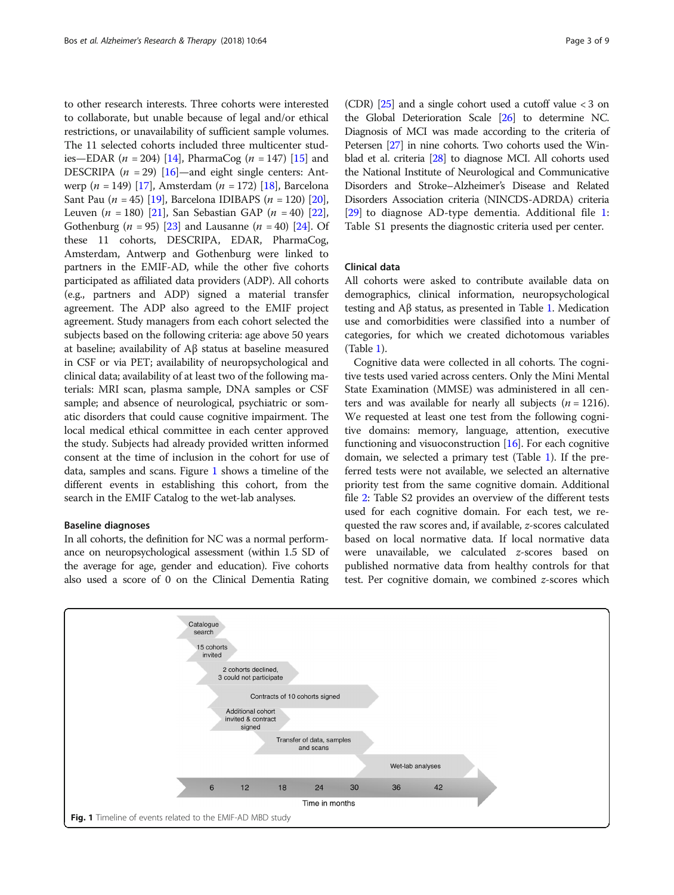to other research interests. Three cohorts were interested to collaborate, but unable because of legal and/or ethical restrictions, or unavailability of sufficient sample volumes. The 11 selected cohorts included three multicenter studies—EDAR ($n$ = 204) [14], PharmaCog ($n$ = 147) [15] and DESCRIPA ($n$ = 29) [16]—and eight single centers: Antwerp ($n$ = 149) [17], Amsterdam ($n$ = 172) [18], Barcelona Sant Pau ($n$ = 45) [19], Barcelona IDIBAPS ($n$ = 120) [20], Leuven ($n$ = 180) [21], San Sebastian GAP ($n$ = 40) [22], Gothenburg ($n$ = 95) [23] and Lausanne ($n$ = 40) [24]. Of these 11 cohorts, DESCRIPA, EDAR, PharmaCog, Amsterdam, Antwerp and Gothenburg were linked to partners in the EMIF-AD, while the other five cohorts participated as affiliated data providers (ADP). All cohorts (e.g., partners and ADP) signed a material transfer agreement. The ADP also agreed to the EMIF project agreement. Study managers from each cohort selected the subjects based on the following criteria: age above 50 years at baseline; availability of Aβ status at baseline measured in CSF or via PET; availability of neuropsychological and clinical data; availability of at least two of the following materials: MRI scan, plasma sample, DNA samples or CSF sample; and absence of neurological, psychiatric or somatic disorders that could cause cognitive impairment. The local medical ethical committee in each center approved the study. Subjects had already provided written informed consent at the time of inclusion in the cohort for use of data, samples and scans. Figure 1 shows a timeline of the different events in establishing this cohort, from the search in the EMIF Catalog to the wet-lab analyses.

### Baseline diagnoses

In all cohorts, the definition for NC was a normal performance on neuropsychological assessment (within 1.5 SD of the average for age, gender and education). Five cohorts also used a score of 0 on the Clinical Dementia Rating (CDR) [25] and a single cohort used a cutoff value < 3 on the Global Deterioration Scale [26] to determine NC. Diagnosis of MCI was made according to the criteria of Petersen [27] in nine cohorts. Two cohorts used the Winblad et al. criteria [28] to diagnose MCI. All cohorts used the National Institute of Neurological and Communicative Disorders and Stroke–Alzheimer's Disease and Related Disorders Association criteria (NINCDS-ADRDA) criteria [29] to diagnose AD-type dementia. Additional file 1: Table S1 presents the diagnostic criteria used per center.

### Clinical data

All cohorts were asked to contribute available data on demographics, clinical information, neuropsychological testing and Aβ status, as presented in Table 1. Medication use and comorbidities were classified into a number of categories, for which we created dichotomous variables (Table 1).

Cognitive data were collected in all cohorts. The cognitive tests used varied across centers. Only the Mini Mental State Examination (MMSE) was administered in all centers and was available for nearly all subjects ($n$ = 1216). We requested at least one test from the following cognitive domains: memory, language, attention, executive functioning and visuoconstruction [16]. For each cognitive domain, we selected a primary test (Table 1). If the preferred tests were not available, we selected an alternative priority test from the same cognitive domain. Additional file 2: Table S2 provides an overview of the different tests used for each cognitive domain. For each test, we requested the raw scores and, if available, $z$-scores calculated based on local normative data. If local normative data were unavailable, we calculated $z$-scores based on published normative data from healthy controls for that test. Per cognitive domain, we combined $z$-scores which

Catalogue search
15 cohorts invited
2 cohorts declined, 3 could not participate
Contracts of 10 cohorts signed
Additional cohort invited & contract signed
Transfer of data, samples and scans
Wet-lab analyses
6 12 18 24 30 36 42
Time in months

**Fig. 1** Timeline of events related to the EMIF-AD MBD study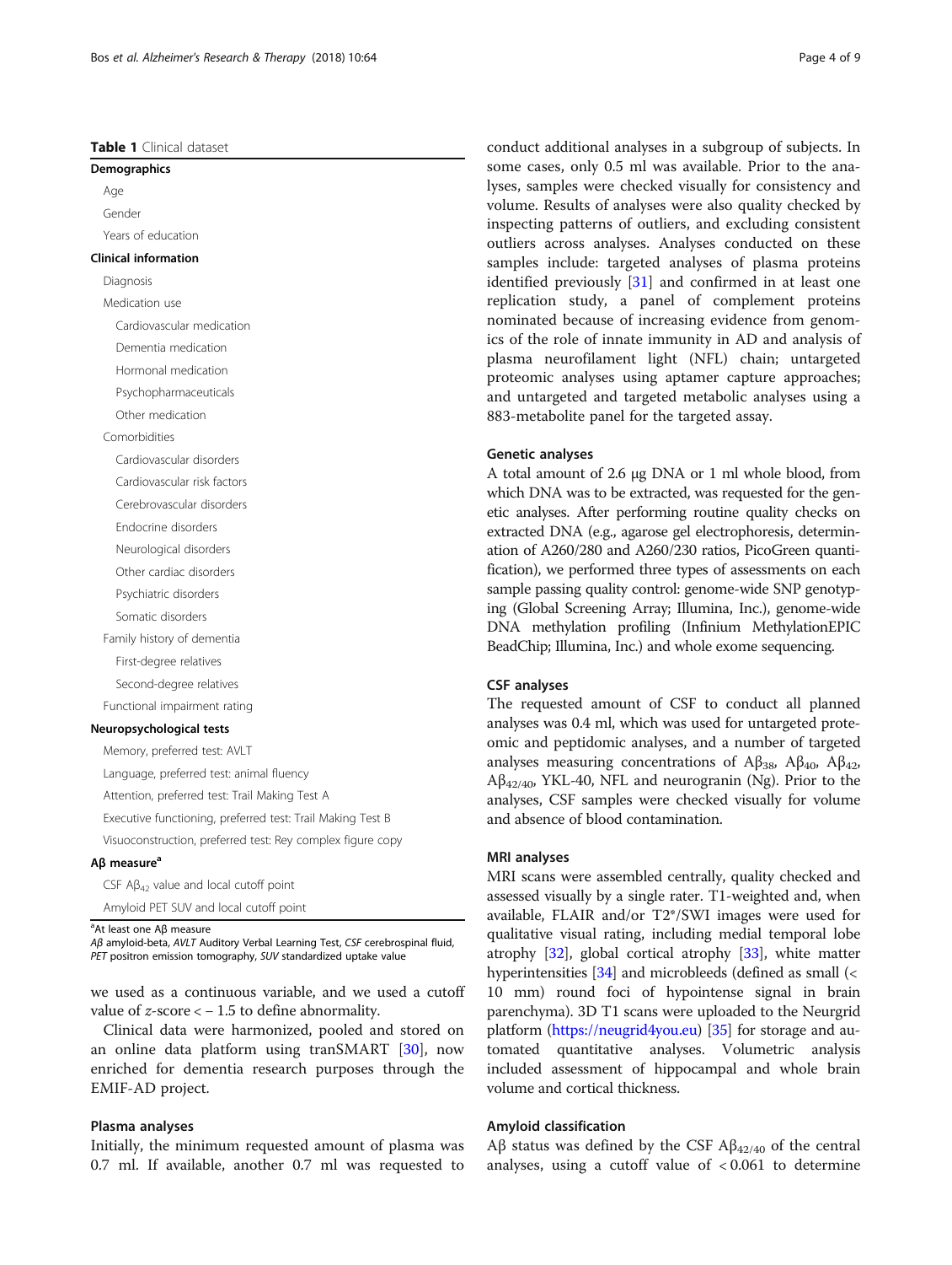**Table 1** Clinical dataset

| | |
|---|---|
| **Demographics** | |
| Age | |
| Gender | |
| Years of education | |
| **Clinical information** | |
| Diagnosis | |
| Medication use | |
| Cardiovascular medication | |
| Dementia medication | |
| Hormonal medication | |
| Psychopharmaceuticals | |
| Other medication | |
| Comorbidities | |
| Cardiovascular disorders | |
| Cardiovascular risk factors | |
| Cerebrovascular disorders | |
| Endocrine disorders | |
| Neurological disorders | |
| Other cardiac disorders | |
| Psychiatric disorders | |
| Somatic disorders | |
| Family history of dementia | |
| First-degree relatives | |
| Second-degree relatives | |
| Functional impairment rating | |
| **Neuropsychological tests** | |
| Memory, preferred test: AVLT | |
| Language, preferred test: animal fluency | |
| Attention, preferred test: Trail Making Test A | |
| Executive functioning, preferred test: Trail Making Test B | |
| Visuoconstruction, preferred test: Rey complex figure copy | |
| **Aβ measure**[a] | |
| CSF $A\beta_{42}$ value and local cutoff point | |
| Amyloid PET SUV and local cutoff point | |

[a]At least one Aβ measure

*Aβ* amyloid-beta, *AVLT* Auditory Verbal Learning Test, *CSF* cerebrospinal fluid, *PET* positron emission tomography, *SUV* standardized uptake value

we used as a continuous variable, and we used a cutoff value of *z*-score < − 1.5 to define abnormality.

Clinical data were harmonized, pooled and stored on an online data platform using tranSMART [30], now enriched for dementia research purposes through the EMIF-AD project.

### Plasma analyses

Initially, the minimum requested amount of plasma was 0.7 ml. If available, another 0.7 ml was requested to conduct additional analyses in a subgroup of subjects. In some cases, only 0.5 ml was available. Prior to the analyses, samples were checked visually for consistency and volume. Results of analyses were also quality checked by inspecting patterns of outliers, and excluding consistent outliers across analyses. Analyses conducted on these samples include: targeted analyses of plasma proteins identified previously [31] and confirmed in at least one replication study, a panel of complement proteins nominated because of increasing evidence from genomics of the role of innate immunity in AD and analysis of plasma neurofilament light (NFL) chain; untargeted proteomic analyses using aptamer capture approaches; and untargeted and targeted metabolic analyses using a 883-metabolite panel for the targeted assay.

### Genetic analyses

A total amount of 2.6 μg DNA or 1 ml whole blood, from which DNA was to be extracted, was requested for the genetic analyses. After performing routine quality checks on extracted DNA (e.g., agarose gel electrophoresis, determination of A260/280 and A260/230 ratios, PicoGreen quantification), we performed three types of assessments on each sample passing quality control: genome-wide SNP genotyping (Global Screening Array; Illumina, Inc.), genome-wide DNA methylation profiling (Infinium MethylationEPIC BeadChip; Illumina, Inc.) and whole exome sequencing.

### CSF analyses

The requested amount of CSF to conduct all planned analyses was 0.4 ml, which was used for untargeted proteomic and peptidomic analyses, and a number of targeted analyses measuring concentrations of $A\beta_{38}$, $A\beta_{40}$, $A\beta_{42}$, $A\beta_{42/40}$, YKL-40, NFL and neurogranin (Ng). Prior to the analyses, CSF samples were checked visually for volume and absence of blood contamination.

### MRI analyses

MRI scans were assembled centrally, quality checked and assessed visually by a single rater. T1-weighted and, when available, FLAIR and/or T2*/SWI images were used for qualitative visual rating, including medial temporal lobe atrophy [32], global cortical atrophy [33], white matter hyperintensities [34] and microbleeds (defined as small (< 10 mm) round foci of hypointense signal in brain parenchyma). 3D T1 scans were uploaded to the Neurgrid platform (https://neugrid4you.eu) [35] for storage and automated quantitative analyses. Volumetric analysis included assessment of hippocampal and whole brain volume and cortical thickness.

### Amyloid classification

Aβ status was defined by the CSF $A\beta_{42/40}$ of the central analyses, using a cutoff value of < 0.061 to determine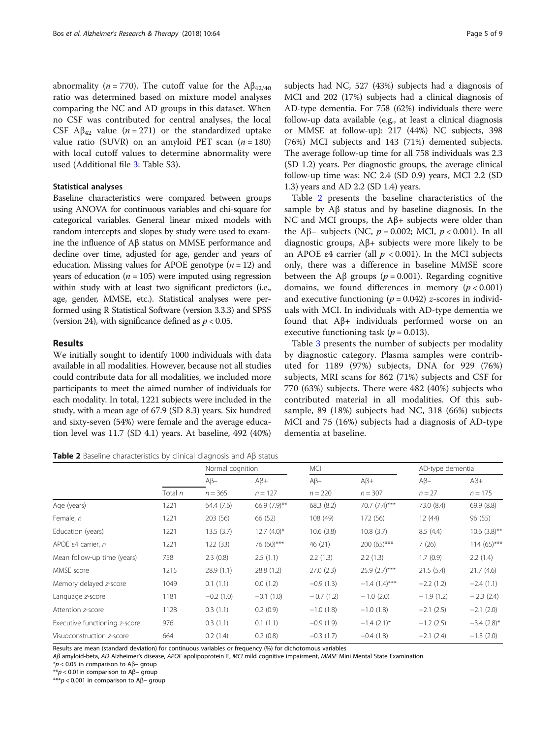abnormality ($n = 770$). The cutoff value for the $A\beta_{42/40}$ ratio was determined based on mixture model analyses comparing the NC and AD groups in this dataset. When no CSF was contributed for central analyses, the local CSF $A\beta_{42}$ value ($n = 271$) or the standardized uptake value ratio (SUVR) on an amyloid PET scan ($n = 180$) with local cutoff values to determine abnormality were used (Additional file 3: Table S3).

### Statistical analyses

Baseline characteristics were compared between groups using ANOVA for continuous variables and chi-square for categorical variables. General linear mixed models with random intercepts and slopes by study were used to examine the influence of Aβ status on MMSE performance and decline over time, adjusted for age, gender and years of education. Missing values for APOE genotype ($n = 12$) and years of education ($n = 105$) were imputed using regression within study with at least two significant predictors (i.e., age, gender, MMSE, etc.). Statistical analyses were performed using R Statistical Software (version 3.3.3) and SPSS (version 24), with significance defined as $p < 0.05$.

## Results

We initially sought to identify 1000 individuals with data available in all modalities. However, because not all studies could contribute data for all modalities, we included more participants to meet the aimed number of individuals for each modality. In total, 1221 subjects were included in the study, with a mean age of 67.9 (SD 8.3) years. Six hundred and sixty-seven (54%) were female and the average education level was 11.7 (SD 4.1) years. At baseline, 492 (40%) subjects had NC, 527 (43%) subjects had a diagnosis of MCI and 202 (17%) subjects had a clinical diagnosis of AD-type dementia. For 758 (62%) individuals there were follow-up data available (e.g., at least a clinical diagnosis or MMSE at follow-up): 217 (44%) NC subjects, 398 (76%) MCI subjects and 143 (71%) demented subjects. The average follow-up time for all 758 individuals was 2.3 (SD 1.2) years. Per diagnostic groups, the average clinical follow-up time was: NC 2.4 (SD 0.9) years, MCI 2.2 (SD 1.3) years and AD 2.2 (SD 1.4) years.

Table 2 presents the baseline characteristics of the sample by Aβ status and by baseline diagnosis. In the NC and MCI groups, the Aβ+ subjects were older than the Aβ– subjects (NC, $p = 0.002$; MCI, $p < 0.001$). In all diagnostic groups, Aβ+ subjects were more likely to be an APOE ε4 carrier (all $p < 0.001$). In the MCI subjects only, there was a difference in baseline MMSE score between the Aβ groups ($p = 0.001$). Regarding cognitive domains, we found differences in memory ($p < 0.001$) and executive functioning ($p = 0.042$) *z*-scores in individuals with MCI. In individuals with AD-type dementia we found that Aβ+ individuals performed worse on an executive functioning task ($p = 0.013$).

Table 3 presents the number of subjects per modality by diagnostic category. Plasma samples were contributed for 1189 (97%) subjects, DNA for 929 (76%) subjects, MRI scans for 862 (71%) subjects and CSF for 770 (63%) subjects. There were 482 (40%) subjects who contributed material in all modalities. Of this subsample, 89 (18%) subjects had NC, 318 (66%) subjects MCI and 75 (16%) subjects had a diagnosis of AD-type dementia at baseline.

**Table 2** Baseline characteristics by clinical diagnosis and Aβ status

| | | Normal cognition | | MCI | | AD-type dementia | |
|---|---|---|---|---|---|---|---|
| | | Aβ– | Aβ+ | Aβ– | Aβ+ | Aβ– | Aβ+ |
| | Total *n* | *n* = 365 | *n* = 127 | *n* = 220 | *n* = 307 | *n* = 27 | *n* = 175 |
| Age (years) | 1221 | 64.4 (7.6) | 66.9 (7.9)** | 68.3 (8.2) | 70.7 (7.4)*** | 73.0 (8.4) | 69.9 (8.8) |
| Female, *n* | 1221 | 203 (56) | 66 (52) | 108 (49) | 172 (56) | 12 (44) | 96 (55) |
| Education (years) | 1221 | 13.5 (3.7) | 12.7 (4.0)* | 10.6 (3.8) | 10.8 (3.7) | 8.5 (4.4) | 10.6 (3.8)** |
| APOE ε4 carrier, *n* | 1221 | 122 (33) | 76 (60)*** | 46 (21) | 200 (65)*** | 7 (26) | 114 (65)*** |
| Mean follow-up time (years) | 758 | 2.3 (0.8) | 2.5 (1.1) | 2.2 (1.3) | 2.2 (1.3) | 1.7 (0.9) | 2.2 (1.4) |
| MMSE score | 1215 | 28.9 (1.1) | 28.8 (1.2) | 27.0 (2.3) | 25.9 (2.7)*** | 21.5 (5.4) | 21.7 (4.6) |
| Memory delayed *z*-score | 1049 | 0.1 (1.1) | 0.0 (1.2) | −0.9 (1.3) | −1.4 (1.4)*** | −2.2 (1.2) | −2.4 (1.1) |
| Language *z*-score | 1181 | −0.2 (1.0) | −0.1 (1.0) | − 0.7 (1.2) | − 1.0 (2.0) | − 1.9 (1.2) | − 2.3 (2.4) |
| Attention *z*-score | 1128 | 0.3 (1.1) | 0.2 (0.9) | −1.0 (1.8) | −1.0 (1.8) | −2.1 (2.5) | −2.1 (2.0) |
| Executive functioning *z*-score | 976 | 0.3 (1.1) | 0.1 (1.1) | −0.9 (1.9) | −1.4 (2.1)* | −1.2 (2.5) | −3.4 (2.8)* |
| Visuoconstruction *z*-score | 664 | 0.2 (1.4) | 0.2 (0.8) | −0.3 (1.7) | −0.4 (1.8) | −2.1 (2.4) | −1.3 (2.0) |

Results are mean (standard deviation) for continuous variables or frequency (%) for dichotomous variables

*Aβ* amyloid-beta, *AD* Alzheimer's disease, *APOE* apolipoprotein E, *MCI* mild cognitive impairment, *MMSE* Mini Mental State Examination

*$p < 0.05$ in comparison to Aβ– group

**$p < 0.01$in comparison to Aβ– group

***$p < 0.001$ in comparison to Aβ– group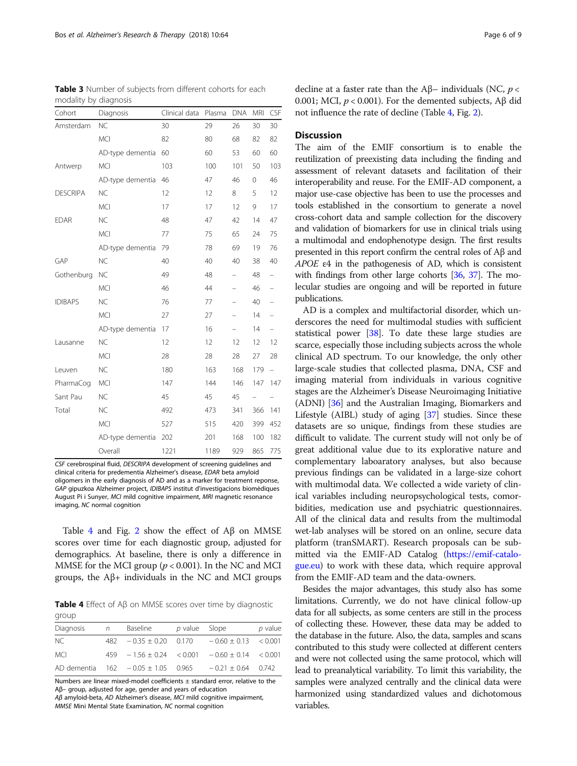**Table 3** Number of subjects from different cohorts for each modality by diagnosis

| Cohort | Diagnosis | Clinical data | Plasma | DNA | MRI | CSF |
|---|---|---|---|---|---|---|
| Amsterdam | NC | 30 | 29 | 26 | 30 | 30 |
| | MCI | 82 | 80 | 68 | 82 | 82 |
| | AD-type dementia | 60 | 60 | 53 | 60 | 60 |
| Antwerp | MCI | 103 | 100 | 101 | 50 | 103 |
| | AD-type dementia | 46 | 47 | 46 | 0 | 46 |
| DESCRIPA | NC | 12 | 12 | 8 | 5 | 12 |
| | MCI | 17 | 17 | 12 | 9 | 17 |
| EDAR | NC | 48 | 47 | 42 | 14 | 47 |
| | MCI | 77 | 75 | 65 | 24 | 75 |
| | AD-type dementia | 79 | 78 | 69 | 19 | 76 |
| GAP | NC | 40 | 40 | 40 | 38 | 40 |
| Gothenburg | NC | 49 | 48 | – | 48 | – |
| | MCI | 46 | 44 | – | 46 | – |
| IDIBAPS | NC | 76 | 77 | – | 40 | – |
| | MCI | 27 | 27 | – | 14 | – |
| | AD-type dementia | 17 | 16 | – | 14 | – |
| Lausanne | NC | 12 | 12 | 12 | 12 | 12 |
| | MCI | 28 | 28 | 28 | 27 | 28 |
| Leuven | NC | 180 | 163 | 168 | 179 | – |
| PharmaCog | MCI | 147 | 144 | 146 | 147 | 147 |
| Sant Pau | NC | 45 | 45 | 45 | – | – |
| Total | NC | 492 | 473 | 341 | 366 | 141 |
| | MCI | 527 | 515 | 420 | 399 | 452 |
| | AD-type dementia | 202 | 201 | 168 | 100 | 182 |
| | Overall | 1221 | 1189 | 929 | 865 | 775 |

*CSF* cerebrospinal fluid, *DESCRIPA* development of screening guidelines and clinical criteria for predementia Alzheimer's disease, *EDAR* beta amyloid oligomers in the early diagnosis of AD and as a marker for treatment reponse, *GAP* gipuzkoa Alzheimer project, *IDIBAPS* institut d'investigacions biomèdiques August Pi i Sunyer, *MCI* mild cognitive impairment, *MRI* magnetic resonance imaging, *NC* normal cognition

Table 4 and Fig. 2 show the effect of Aβ on MMSE scores over time for each diagnostic group, adjusted for demographics. At baseline, there is only a difference in MMSE for the MCI group ($p < 0.001$). In the NC and MCI groups, the Aβ+ individuals in the NC and MCI groups decline at a faster rate than the Aβ− individuals (NC, $p < 0.001$; MCI, $p < 0.001$). For the demented subjects, Aβ did not influence the rate of decline (Table 4, Fig. 2).

**Table 4** Effect of Aβ on MMSE scores over time by diagnostic group

| Diagnosis | *n* | Baseline | *p* value | Slope | *p* value |
|---|---|---|---|---|---|
| NC | 482 | − 0.35 ± 0.20 | 0.170 | − 0.60 ± 0.13 | < 0.001 |
| MCI | 459 | − 1.56 ± 0.24 | < 0.001 | − 0.60 ± 0.14 | < 0.001 |
| AD dementia | 162 | − 0.05 ± 1.05 | 0.965 | − 0.21 ± 0.64 | 0.742 |

Numbers are linear mixed-model coefficients ± standard error, relative to the Aβ− group, adjusted for age, gender and years of education
*Aβ* amyloid-beta, *AD* Alzheimer's disease, *MCI* mild cognitive impairment, *MMSE* Mini Mental State Examination, *NC* normal cognition

## Discussion

The aim of the EMIF consortium is to enable the reutilization of preexisting data including the finding and assessment of relevant datasets and facilitation of their interoperability and reuse. For the EMIF-AD component, a major use-case objective has been to use the processes and tools established in the consortium to generate a novel cross-cohort data and sample collection for the discovery and validation of biomarkers for use in clinical trials using a multimodal and endophenotype design. The first results presented in this report confirm the central roles of Aβ and *APOE* ε4 in the pathogenesis of AD, which is consistent with findings from other large cohorts [36, 37]. The molecular studies are ongoing and will be reported in future publications.

AD is a complex and multifactorial disorder, which underscores the need for multimodal studies with sufficient statistical power [38]. To date these large studies are scarce, especially those including subjects across the whole clinical AD spectrum. To our knowledge, the only other large-scale studies that collected plasma, DNA, CSF and imaging material from individuals in various cognitive stages are the Alzheimer's Disease Neuroimaging Initiative (ADNI) [36] and the Australian Imaging, Biomarkers and Lifestyle (AIBL) study of aging [37] studies. Since these datasets are so unique, findings from these studies are difficult to validate. The current study will not only be of great additional value due to its explorative nature and complementary labaoratory analyses, but also because previous findings can be validated in a large-size cohort with multimodal data. We collected a wide variety of clinical variables including neuropsychological tests, comorbidities, medication use and psychiatric questionnaires. All of the clinical data and results from the multimodal wet-lab analyses will be stored on an online, secure data platform (tranSMART). Research proposals can be submitted via the EMIF-AD Catalog (https://emif-catalogue.eu) to work with these data, which require approval from the EMIF-AD team and the data-owners.

Besides the major advantages, this study also has some limitations. Currently, we do not have clinical follow-up data for all subjects, as some centers are still in the process of collecting these. However, these data may be added to the database in the future. Also, the data, samples and scans contributed to this study were collected at different centers and were not collected using the same protocol, which will lead to preanalytical variability. To limit this variability, the samples were analyzed centrally and the clinical data were harmonized using standardized values and dichotomous variables.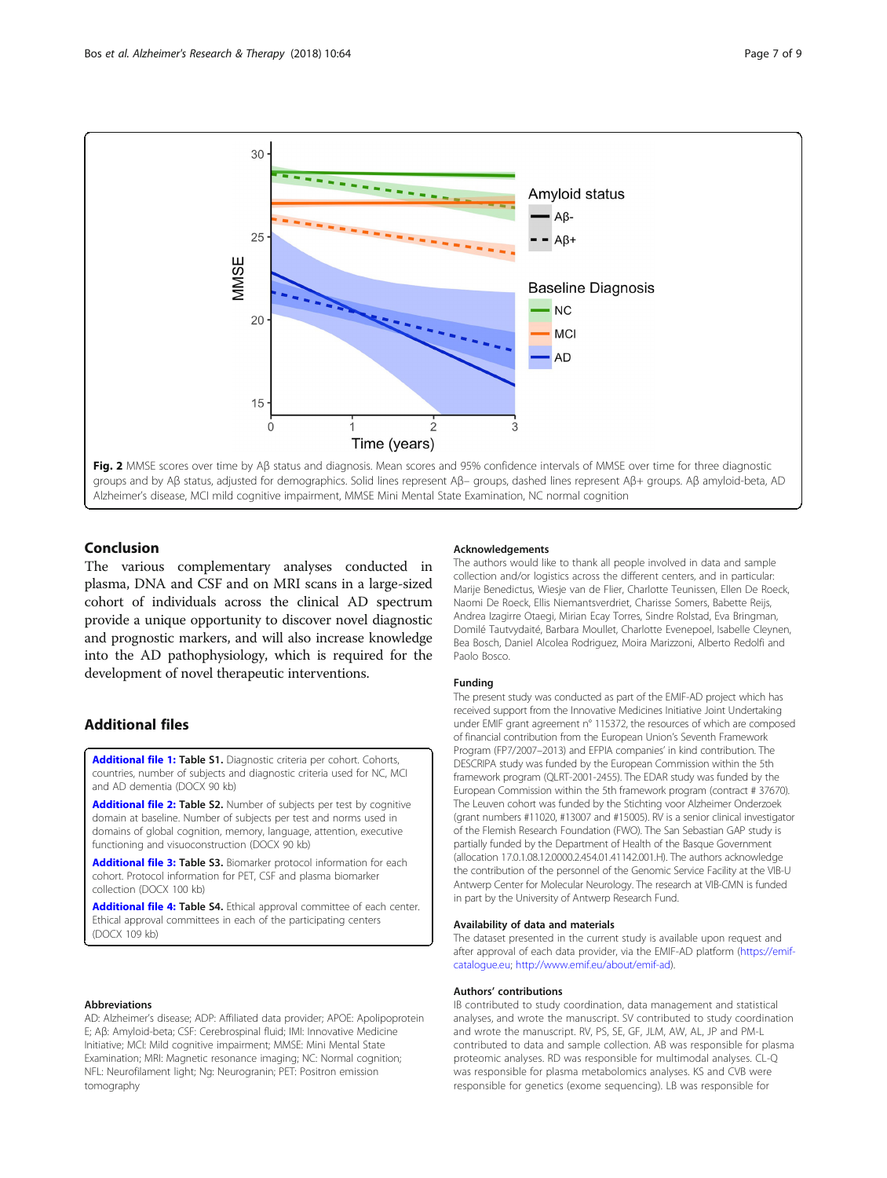30
25
20
15
MMSE
0
1
2
3
Time (years)
Amyloid status
Aβ-
Aβ+
Baseline Diagnosis
NC
MCI
AD

**Fig. 2** MMSE scores over time by Aβ status and diagnosis. Mean scores and 95% confidence intervals of MMSE over time for three diagnostic groups and by Aβ status, adjusted for demographics. Solid lines represent Aβ– groups, dashed lines represent Aβ+ groups. Aβ amyloid-beta, AD Alzheimer's disease, MCI mild cognitive impairment, MMSE Mini Mental State Examination, NC normal cognition

## Conclusion

The various complementary analyses conducted in plasma, DNA and CSF and on MRI scans in a large-sized cohort of individuals across the clinical AD spectrum provide a unique opportunity to discover novel diagnostic and prognostic markers, and will also increase knowledge into the AD pathophysiology, which is required for the development of novel therapeutic interventions.

## Additional files

**Additional file 1: Table S1.** Diagnostic criteria per cohort. Cohorts, countries, number of subjects and diagnostic criteria used for NC, MCI and AD dementia (DOCX 90 kb)

**Additional file 2: Table S2.** Number of subjects per test by cognitive domain at baseline. Number of subjects per test and norms used in domains of global cognition, memory, language, attention, executive functioning and visuoconstruction (DOCX 90 kb)

**Additional file 3: Table S3.** Biomarker protocol information for each cohort. Protocol information for PET, CSF and plasma biomarker collection (DOCX 100 kb)

**Additional file 4: Table S4.** Ethical approval committee of each center. Ethical approval committees in each of the participating centers (DOCX 109 kb)

### Abbreviations

AD: Alzheimer's disease; ADP: Affiliated data provider; APOE: Apolipoprotein E; Aβ: Amyloid-beta; CSF: Cerebrospinal fluid; IMI: Innovative Medicine Initiative; MCI: Mild cognitive impairment; MMSE: Mini Mental State Examination; MRI: Magnetic resonance imaging; NC: Normal cognition; NFL: Neurofilament light; Ng: Neurogranin; PET: Positron emission tomography

### Acknowledgements

The authors would like to thank all people involved in data and sample collection and/or logistics across the different centers, and in particular: Marije Benedictus, Wiesje van de Flier, Charlotte Teunissen, Ellen De Roeck, Naomi De Roeck, Ellis Niemantsverdriet, Charisse Somers, Babette Reijs, Andrea Izagirre Otaegi, Mirian Ecay Torres, Sindre Rolstad, Eva Bringman, Domilé Tautvydaité, Barbara Moullet, Charlotte Evenepoel, Isabelle Cleynen, Bea Bosch, Daniel Alcolea Rodriguez, Moira Marizzoni, Alberto Redolfi and Paolo Bosco.

### Funding

The present study was conducted as part of the EMIF-AD project which has received support from the Innovative Medicines Initiative Joint Undertaking under EMIF grant agreement n° 115372, the resources of which are composed of financial contribution from the European Union's Seventh Framework Program (FP7/2007–2013) and EFPIA companies' in kind contribution. The DESCRIPA study was funded by the European Commission within the 5th framework program (QLRT-2001-2455). The EDAR study was funded by the European Commission within the 5th framework program (contract # 37670). The Leuven cohort was funded by the Stichting voor Alzheimer Onderzoek (grant numbers #11020, #13007 and #15005). RV is a senior clinical investigator of the Flemish Research Foundation (FWO). The San Sebastian GAP study is partially funded by the Department of Health of the Basque Government (allocation 17.0.1.08.12.0000.2.454.01.41142.001.H). The authors acknowledge the contribution of the personnel of the Genomic Service Facility at the VIB-U Antwerp Center for Molecular Neurology. The research at VIB-CMN is funded in part by the University of Antwerp Research Fund.

### Availability of data and materials

The dataset presented in the current study is available upon request and after approval of each data provider, via the EMIF-AD platform (https://emif-catalogue.eu; http://www.emif.eu/about/emif-ad).

### Authors' contributions

IB contributed to study coordination, data management and statistical analyses, and wrote the manuscript. SV contributed to study coordination and wrote the manuscript. RV, PS, SE, GF, JLM, AW, AL, JP and PM-L contributed to data and sample collection. AB was responsible for plasma proteomic analyses. RD was responsible for multimodal analyses. CL-Q was responsible for plasma metabolomics analyses. KS and CVB were responsible for genetics (exome sequencing). LB was responsible for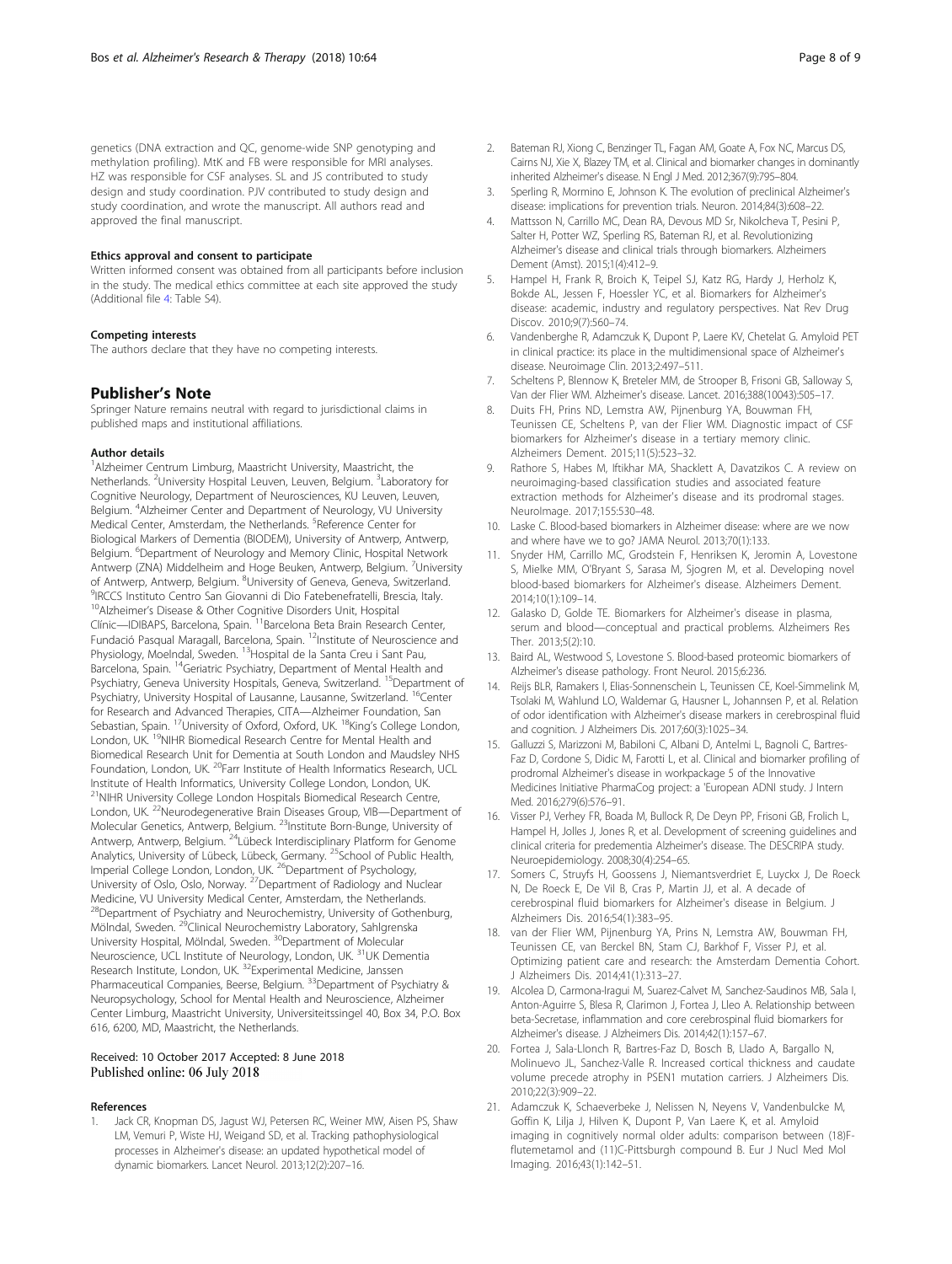genetics (DNA extraction and QC, genome-wide SNP genotyping and methylation profiling). MtK and FB were responsible for MRI analyses. HZ was responsible for CSF analyses. SL and JS contributed to study design and study coordination. PJV contributed to study design and study coordination, and wrote the manuscript. All authors read and approved the final manuscript.

#### Ethics approval and consent to participate

Written informed consent was obtained from all participants before inclusion in the study. The medical ethics committee at each site approved the study (Additional file 4: Table S4).

#### Competing interests

The authors declare that they have no competing interests.

## Publisher's Note

Springer Nature remains neutral with regard to jurisdictional claims in published maps and institutional affiliations.

#### Author details

[1]Alzheimer Centrum Limburg, Maastricht University, Maastricht, the Netherlands. [2]University Hospital Leuven, Leuven, Belgium. [3]Laboratory for Cognitive Neurology, Department of Neurosciences, KU Leuven, Leuven, Belgium. [4]Alzheimer Center and Department of Neurology, VU University Medical Center, Amsterdam, the Netherlands. [5]Reference Center for Biological Markers of Dementia (BIODEM), University of Antwerp, Antwerp, Belgium. [6]Department of Neurology and Memory Clinic, Hospital Network Antwerp (ZNA) Middelheim and Hoge Beuken, Antwerp, Belgium. [7]University of Antwerp, Antwerp, Belgium. [8]University of Geneva, Geneva, Switzerland. [9]IRCCS Instituto Centro San Giovanni di Dio Fatebenefratelli, Brescia, Italy. [10]Alzheimer's Disease & Other Cognitive Disorders Unit, Hospital Clínic—IDIBAPS, Barcelona, Spain. [11]Barcelona Beta Brain Research Center, Fundació Pasqual Maragall, Barcelona, Spain. [12]Institute of Neuroscience and Physiology, Moelndal, Sweden. [13]Hospital de la Santa Creu i Sant Pau, Barcelona, Spain. [14]Geriatric Psychiatry, Department of Mental Health and Psychiatry, Geneva University Hospitals, Geneva, Switzerland. [15]Department of Psychiatry, University Hospital of Lausanne, Lausanne, Switzerland. [16]Center for Research and Advanced Therapies, CITA—Alzheimer Foundation, San Sebastian, Spain. [17]University of Oxford, Oxford, UK. [18]King's College London, London, UK. [19]NIHR Biomedical Research Centre for Mental Health and Biomedical Research Unit for Dementia at South London and Maudsley NHS Foundation, London, UK. [20]Farr Institute of Health Informatics Research, UCL Institute of Health Informatics, University College London, London, UK. [21]NIHR University College London Hospitals Biomedical Research Centre, London, UK. [22]Neurodegenerative Brain Diseases Group, VIB—Department of Molecular Genetics, Antwerp, Belgium. [23]Institute Born-Bunge, University of Antwerp, Antwerp, Belgium. [24]Lübeck Interdisciplinary Platform for Genome Analytics, University of Lübeck, Lübeck, Germany. [25]School of Public Health, Imperial College London, London, UK. [26]Department of Psychology, University of Oslo, Oslo, Norway. [27]Department of Radiology and Nuclear Medicine, VU University Medical Center, Amsterdam, the Netherlands. [28]Department of Psychiatry and Neurochemistry, University of Gothenburg, Mölndal, Sweden. [29]Clinical Neurochemistry Laboratory, Sahlgrenska University Hospital, Mölndal, Sweden. [30]Department of Molecular Neuroscience, UCL Institute of Neurology, London, UK. [31]UK Dementia Research Institute, London, UK. [32]Experimental Medicine, Janssen Pharmaceutical Companies, Beerse, Belgium. [33]Department of Psychiatry & Neuropsychology, School for Mental Health and Neuroscience, Alzheimer Center Limburg, Maastricht University, Universiteitssingel 40, Box 34, P.O. Box 616, 6200, MD, Maastricht, the Netherlands.

Received: 10 October 2017 Accepted: 8 June 2018
Published online: 06 July 2018

#### References

1. Jack CR, Knopman DS, Jagust WJ, Petersen RC, Weiner MW, Aisen PS, Shaw LM, Vemuri P, Wiste HJ, Weigand SD, et al. Tracking pathophysiological processes in Alzheimer's disease: an updated hypothetical model of dynamic biomarkers. Lancet Neurol. 2013;12(2):207–16.
2. Bateman RJ, Xiong C, Benzinger TL, Fagan AM, Goate A, Fox NC, Marcus DS, Cairns NJ, Xie X, Blazey TM, et al. Clinical and biomarker changes in dominantly inherited Alzheimer's disease. N Engl J Med. 2012;367(9):795–804.
3. Sperling R, Mormino E, Johnson K. The evolution of preclinical Alzheimer's disease: implications for prevention trials. Neuron. 2014;84(3):608–22.
4. Mattsson N, Carrillo MC, Dean RA, Devous MD Sr, Nikolcheva T, Pesini P, Salter H, Potter WZ, Sperling RS, Bateman RJ, et al. Revolutionizing Alzheimer's disease and clinical trials through biomarkers. Alzheimers Dement (Amst). 2015;1(4):412–9.
5. Hampel H, Frank R, Broich K, Teipel SJ, Katz RG, Hardy J, Herholz K, Bokde AL, Jessen F, Hoessler YC, et al. Biomarkers for Alzheimer's disease: academic, industry and regulatory perspectives. Nat Rev Drug Discov. 2010;9(7):560–74.
6. Vandenberghe R, Adamczuk K, Dupont P, Laere KV, Chetelat G. Amyloid PET in clinical practice: its place in the multidimensional space of Alzheimer's disease. Neuroimage Clin. 2013;2:497–511.
7. Scheltens P, Blennow K, Breteler MM, de Strooper B, Frisoni GB, Salloway S, Van der Flier WM. Alzheimer's disease. Lancet. 2016;388(10043):505–17.
8. Duits FH, Prins ND, Lemstra AW, Pijnenburg YA, Bouwman FH, Teunissen CE, Scheltens P, van der Flier WM. Diagnostic impact of CSF biomarkers for Alzheimer's disease in a tertiary memory clinic. Alzheimers Dement. 2015;11(5):523–32.
9. Rathore S, Habes M, Iftikhar MA, Shacklett A, Davatzikos C. A review on neuroimaging-based classification studies and associated feature extraction methods for Alzheimer's disease and its prodromal stages. NeuroImage. 2017;155:530–48.
10. Laske C. Blood-based biomarkers in Alzheimer disease: where are we now and where have we to go? JAMA Neurol. 2013;70(1):133.
11. Snyder HM, Carrillo MC, Grodstein F, Henriksen K, Jeromin A, Lovestone S, Mielke MM, O'Bryant S, Sarasa M, Sjogren M, et al. Developing novel blood-based biomarkers for Alzheimer's disease. Alzheimers Dement. 2014;10(1):109–14.
12. Galasko D, Golde TE. Biomarkers for Alzheimer's disease in plasma, serum and blood—conceptual and practical problems. Alzheimers Res Ther. 2013;5(2):10.
13. Baird AL, Westwood S, Lovestone S. Blood-based proteomic biomarkers of Alzheimer's disease pathology. Front Neurol. 2015;6:236.
14. Reijs BLR, Ramakers I, Elias-Sonnenschein L, Teunissen CE, Koel-Simmelink M, Tsolaki M, Wahlund LO, Waldemar G, Hausner L, Johannsen P, et al. Relation of odor identification with Alzheimer's disease markers in cerebrospinal fluid and cognition. J Alzheimers Dis. 2017;60(3):1025–34.
15. Galluzzi S, Marizzoni M, Babiloni C, Albani D, Antelmi L, Bagnoli C, Bartres-Faz D, Cordone S, Didic M, Farotti L, et al. Clinical and biomarker profiling of prodromal Alzheimer's disease in workpackage 5 of the Innovative Medicines Initiative PharmaCog project: a 'European ADNI study. J Intern Med. 2016;279(6):576–91.
16. Visser PJ, Verhey FR, Boada M, Bullock R, De Deyn PP, Frisoni GB, Frolich L, Hampel H, Jolles J, Jones R, et al. Development of screening guidelines and clinical criteria for predementia Alzheimer's disease. The DESCRIPA study. Neuroepidemiology. 2008;30(4):254–65.
17. Somers C, Struyfs H, Goossens J, Niemantsverdriet E, Luyckx J, De Roeck N, De Roeck E, De Vil B, Cras P, Martin JJ, et al. A decade of cerebrospinal fluid biomarkers for Alzheimer's disease in Belgium. J Alzheimers Dis. 2016;54(1):383–95.
18. van der Flier WM, Pijnenburg YA, Prins N, Lemstra AW, Bouwman FH, Teunissen CE, van Berckel BN, Stam CJ, Barkhof F, Visser PJ, et al. Optimizing patient care and research: the Amsterdam Dementia Cohort. J Alzheimers Dis. 2014;41(1):313–27.
19. Alcolea D, Carmona-Iragui M, Suarez-Calvet M, Sanchez-Saudinos MB, Sala I, Anton-Aguirre S, Blesa R, Clarimon J, Fortea J, Lleo A. Relationship between beta-Secretase, inflammation and core cerebrospinal fluid biomarkers for Alzheimer's disease. J Alzheimers Dis. 2014;42(1):157–67.
20. Fortea J, Sala-Llonch R, Bartres-Faz D, Bosch B, Llado A, Bargallo N, Molinuevo JL, Sanchez-Valle R. Increased cortical thickness and caudate volume precede atrophy in PSEN1 mutation carriers. J Alzheimers Dis. 2010;22(3):909–22.
21. Adamczuk K, Schaeverbeke J, Nelissen N, Neyens V, Vandenbulcke M, Goffin K, Lilja J, Hilven K, Dupont P, Van Laere K, et al. Amyloid imaging in cognitively normal older adults: comparison between (18)F-flutemetamol and (11)C-Pittsburgh compound B. Eur J Nucl Med Mol Imaging. 2016;43(1):142–51.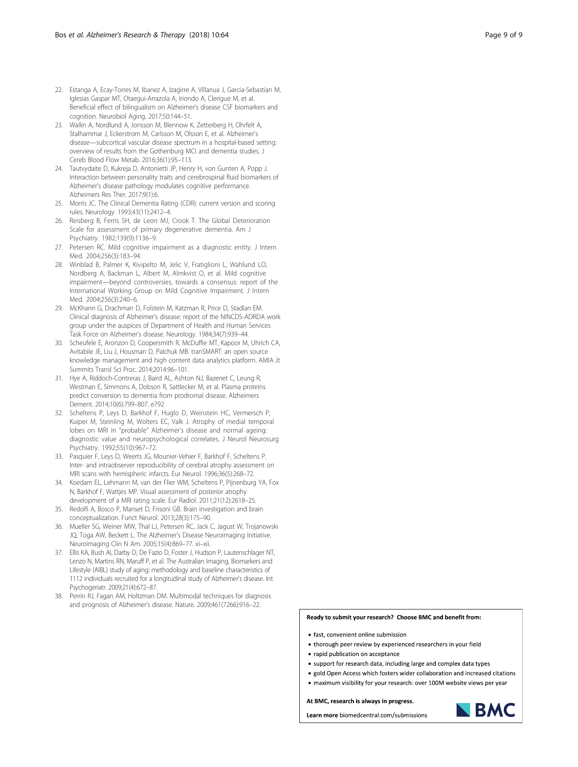22. Estanga A, Ecay-Torres M, Ibanez A, Izagirre A, Villanua J, Garcia-Sebastian M, Iglesias Gaspar MT, Otaegui-Arrazola A, Iriondo A, Clerigue M, et al. Beneficial effect of bilingualism on Alzheimer's disease CSF biomarkers and cognition. Neurobiol Aging. 2017;50:144–51.
23. Wallin A, Nordlund A, Jonsson M, Blennow K, Zetterberg H, Ohrfelt A, Stalhammar J, Eckerstrom M, Carlsson M, Olsson E, et al. Alzheimer's disease—subcortical vascular disease spectrum in a hospital-based setting: overview of results from the Gothenburg MCI and dementia studies. J Cereb Blood Flow Metab. 2016;36(1):95–113.
24. Tautvydaite D, Kukreja D, Antonietti JP, Henry H, von Gunten A, Popp J. Interaction between personality traits and cerebrospinal fluid biomarkers of Alzheimer's disease pathology modulates cognitive performance. Alzheimers Res Ther. 2017;9(1):6.
25. Morris JC. The Clinical Dementia Rating (CDR): current version and scoring rules. Neurology. 1993;43(11):2412–4.
26. Reisberg B, Ferris SH, de Leon MJ, Crook T. The Global Deterioration Scale for assessment of primary degenerative dementia. Am J Psychiatry. 1982;139(9):1136–9.
27. Petersen RC. Mild cognitive impairment as a diagnostic entity. J Intern Med. 2004;256(3):183–94.
28. Winblad B, Palmer K, Kivipelto M, Jelic V, Fratiglioni L, Wahlund LO, Nordberg A, Backman L, Albert M, Almkvist O, et al. Mild cognitive impairment—beyond controversies, towards a consensus: report of the International Working Group on Mild Cognitive Impairment. J Intern Med. 2004;256(3):240–6.
29. McKhann G, Drachman D, Folstein M, Katzman R, Price D, Stadlan EM. Clinical diagnosis of Alzheimer's disease: report of the NINCDS-ADRDA work group under the auspices of Department of Health and Human Services Task Force on Alzheimer's disease. Neurology. 1984;34(7):939–44.
30. Scheufele E, Aronzon D, Coopersmith R, McDuffie MT, Kapoor M, Uhrich CA, Avitabile JE, Liu J, Housman D, Palchuk MB. tranSMART: an open source knowledge management and high content data analytics platform. AMIA Jt Summits Transl Sci Proc. 2014;2014:96–101.
31. Hye A, Riddoch-Contreras J, Baird AL, Ashton NJ, Bazenet C, Leung R, Westman E, Simmons A, Dobson R, Sattlecker M, et al. Plasma proteins predict conversion to dementia from prodromal disease. Alzheimers Dement. 2014;10(6):799–807. e792
32. Scheltens P, Leys D, Barkhof F, Huglo D, Weinstein HC, Vermersch P, Kuiper M, Steinling M, Wolters EC, Valk J. Atrophy of medial temporal lobes on MRI in "probable" Alzheimer's disease and normal ageing: diagnostic value and neuropsychological correlates. J Neurol Neurosurg Psychiatry. 1992;55(10):967–72.
33. Pasquier F, Leys D, Weerts JG, Mounier-Vehier F, Barkhof F, Scheltens P. Inter- and intraobserver reproducibility of cerebral atrophy assessment on MRI scans with hemispheric infarcts. Eur Neurol. 1996;36(5):268–72.
34. Koedam EL, Lehmann M, van der Flier WM, Scheltens P, Pijnenburg YA, Fox N, Barkhof F, Wattjes MP. Visual assessment of posterior atrophy development of a MRI rating scale. Eur Radiol. 2011;21(12):2618–25.
35. Redolfi A, Bosco P, Manset D, Frisoni GB. Brain investigation and brain conceptualization. Funct Neurol. 2013;28(3):175–90.
36. Mueller SG, Weiner MW, Thal LJ, Petersen RC, Jack C, Jagust W, Trojanowski JQ, Toga AW, Beckett L. The Alzheimer's Disease Neuroimaging Initiative. Neuroimaging Clin N Am. 2005;15(4):869–77. xi–xii.
37. Ellis KA, Bush AI, Darby D, De Fazio D, Foster J, Hudson P, Lautenschlager NT, Lenzo N, Martins RN, Maruff P, et al. The Australian Imaging, Biomarkers and Lifestyle (AIBL) study of aging: methodology and baseline characteristics of 1112 individuals recruited for a longitudinal study of Alzheimer's disease. Int Psychogeriatr. 2009;21(4):672–87.
38. Perrin RJ, Fagan AM, Holtzman DM. Multimodal techniques for diagnosis and prognosis of Alzheimer's disease. Nature. 2009;461(7266):916–22.

**Ready to submit your research? Choose BMC and benefit from:**

- fast, convenient online submission
- thorough peer review by experienced researchers in your field
- rapid publication on acceptance
- support for research data, including large and complex data types
- gold Open Access which fosters wider collaboration and increased citations
- maximum visibility for your research: over 100M website views per year

**At BMC, research is always in progress.**

**Learn more** biomedcentral.com/submissions

BMC